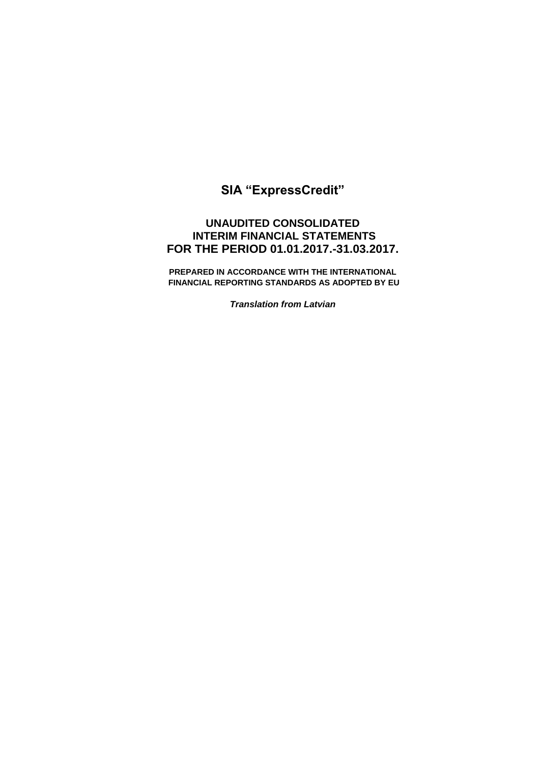# SIA "ExpressCredit"

## UNAUDITED CONSOLIDATED INTERIM FINANCIAL STATEMENTS FOR THE PERIOD 01.01.2017.-31.03.2017.

**PREPARED IN ACCORDANCE WITH THE INTERNATIONAL FINANCIAL REPORTING STANDARDS AS ADOPTED BY EU**

***Translation from Latvian***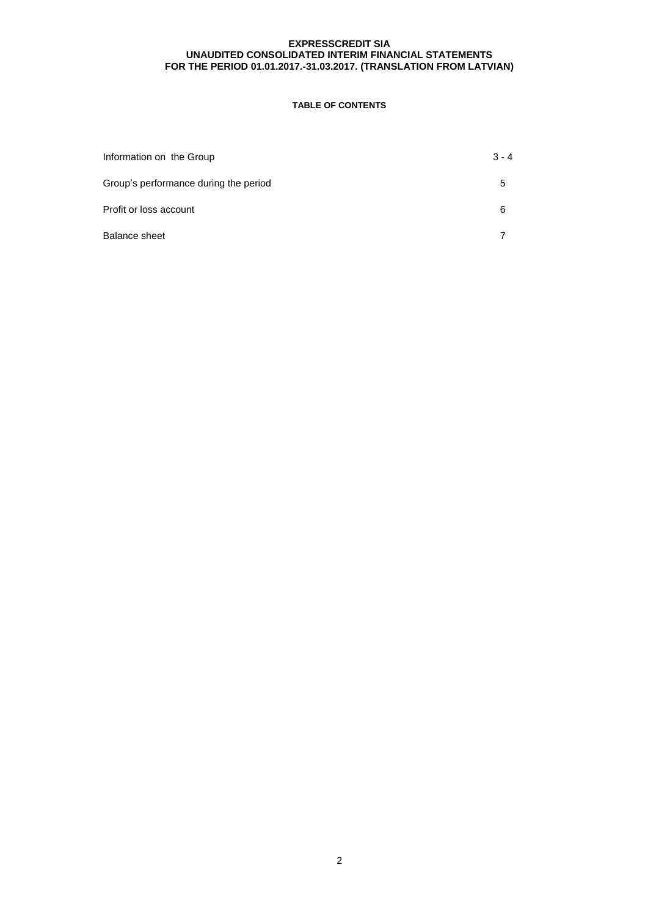**EXPRESSCREDIT SIA**
**UNAUDITED CONSOLIDATED INTERIM FINANCIAL STATEMENTS**
**FOR THE PERIOD 01.01.2017.-31.03.2017. (TRANSLATION FROM LATVIAN)**

## TABLE OF CONTENTS

| | |
|---|---|
| Information on the Group | 3 - 4 |
| Group's performance during the period | 5 |
| Profit or loss account | 6 |
| Balance sheet | 7 |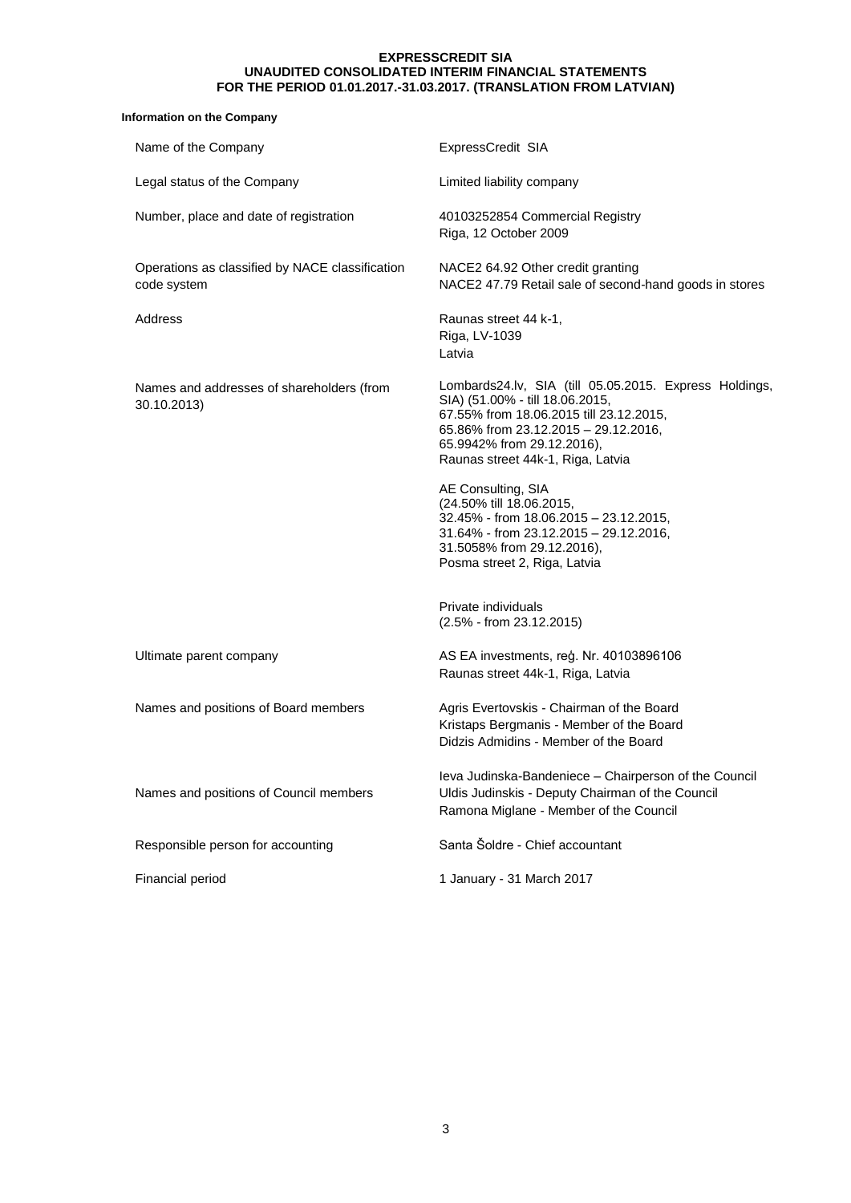**Information on the Company**

| | |
|---|---|
| Name of the Company | ExpressCredit SIA |
| Legal status of the Company | Limited liability company |
| Number, place and date of registration | 40103252854 Commercial Registry<br>Riga, 12 October 2009 |
| Operations as classified by NACE classification code system | NACE2 64.92 Other credit granting<br>NACE2 47.79 Retail sale of second-hand goods in stores |
| Address | Raunas street 44 k-1,<br>Riga, LV-1039<br>Latvia |
| Names and addresses of shareholders (from 30.10.2013) | Lombards24.lv, SIA (till 05.05.2015. Express Holdings, SIA) (51.00% - till 18.06.2015,<br>67.55% from 18.06.2015 till 23.12.2015,<br>65.86% from 23.12.2015 – 29.12.2016,<br>65.9942% from 29.12.2016),<br>Raunas street 44k-1, Riga, Latvia<br><br>AE Consulting, SIA<br>(24.50% till 18.06.2015,<br>32.45% - from 18.06.2015 – 23.12.2015,<br>31.64% - from 23.12.2015 – 29.12.2016,<br>31.5058% from 29.12.2016),<br>Posma street 2, Riga, Latvia<br><br>Private individuals<br>(2.5% - from 23.12.2015) |
| Ultimate parent company | AS EA investments, reģ. Nr. 40103896106<br>Raunas street 44k-1, Riga, Latvia |
| Names and positions of Board members | Agris Evertovskis - Chairman of the Board<br>Kristaps Bergmanis - Member of the Board<br>Didzis Admidins - Member of the Board |
| Names and positions of Council members | Ieva Judinska-Bandeniece – Chairperson of the Council<br>Uldis Judinskis - Deputy Chairman of the Council<br>Ramona Miglane - Member of the Council |
| Responsible person for accounting | Santa Šoldre - Chief accountant |
| Financial period | 1 January - 31 March 2017 |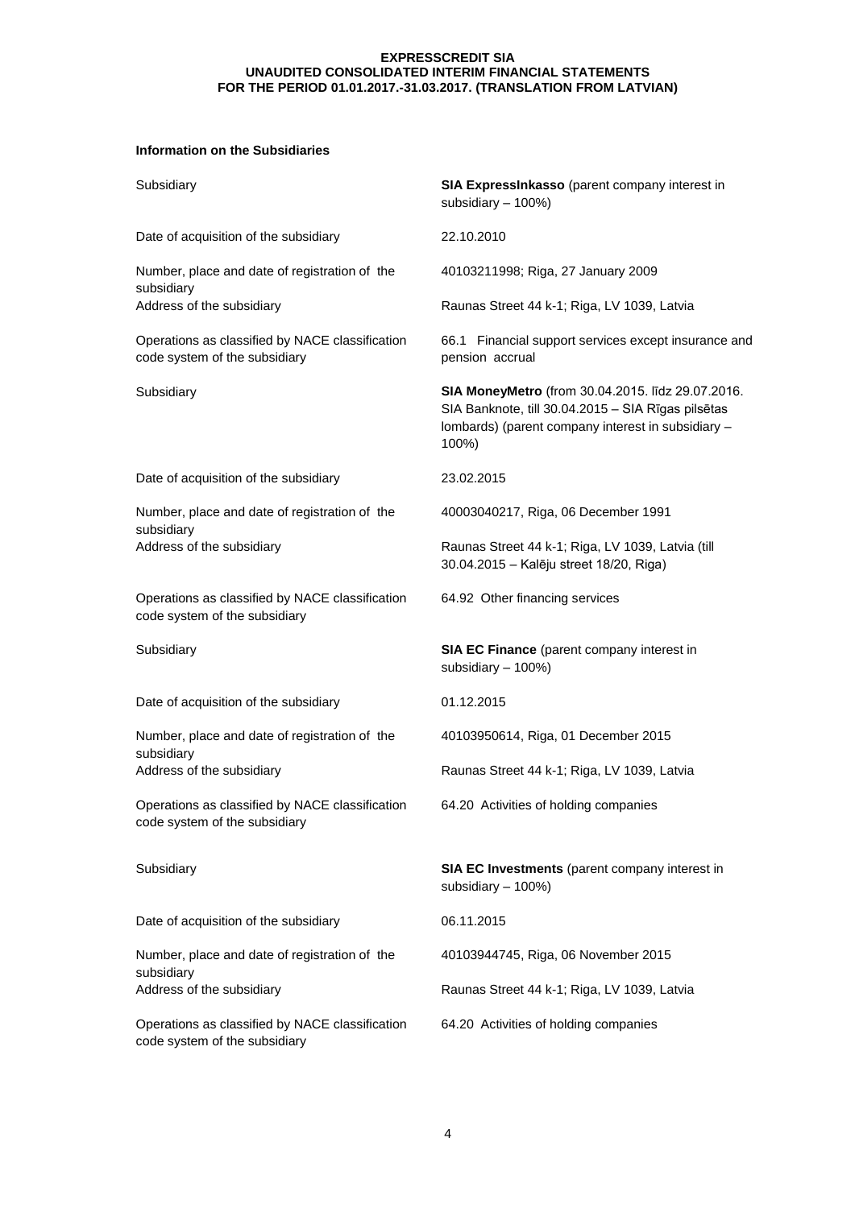**Information on the Subsidiaries**

| | |
|---|---|
| Subsidiary | **SIA ExpressInkasso** (parent company interest in subsidiary – 100%) |
| Date of acquisition of the subsidiary | 22.10.2010 |
| Number, place and date of registration of the subsidiary | 40103211998; Riga, 27 January 2009 |
| Address of the subsidiary | Raunas Street 44 k-1; Riga, LV 1039, Latvia |
| Operations as classified by NACE classification code system of the subsidiary | 66.1 Financial support services except insurance and pension accrual |
| Subsidiary | **SIA MoneyMetro** (from 30.04.2015. līdz 29.07.2016. SIA Banknote, till 30.04.2015 – SIA Rīgas pilsētas lombards) (parent company interest in subsidiary – 100%) |
| Date of acquisition of the subsidiary | 23.02.2015 |
| Number, place and date of registration of the subsidiary | 40003040217, Riga, 06 December 1991 |
| Address of the subsidiary | Raunas Street 44 k-1; Riga, LV 1039, Latvia (till 30.04.2015 – Kalēju street 18/20, Riga) |
| Operations as classified by NACE classification code system of the subsidiary | 64.92 Other financing services |
| Subsidiary | **SIA EC Finance** (parent company interest in subsidiary – 100%) |
| Date of acquisition of the subsidiary | 01.12.2015 |
| Number, place and date of registration of the subsidiary | 40103950614, Riga, 01 December 2015 |
| Address of the subsidiary | Raunas Street 44 k-1; Riga, LV 1039, Latvia |
| Operations as classified by NACE classification code system of the subsidiary | 64.20 Activities of holding companies |
| Subsidiary | **SIA EC Investments** (parent company interest in subsidiary – 100%) |
| Date of acquisition of the subsidiary | 06.11.2015 |
| Number, place and date of registration of the subsidiary | 40103944745, Riga, 06 November 2015 |
| Address of the subsidiary | Raunas Street 44 k-1; Riga, LV 1039, Latvia |
| Operations as classified by NACE classification code system of the subsidiary | 64.20 Activities of holding companies |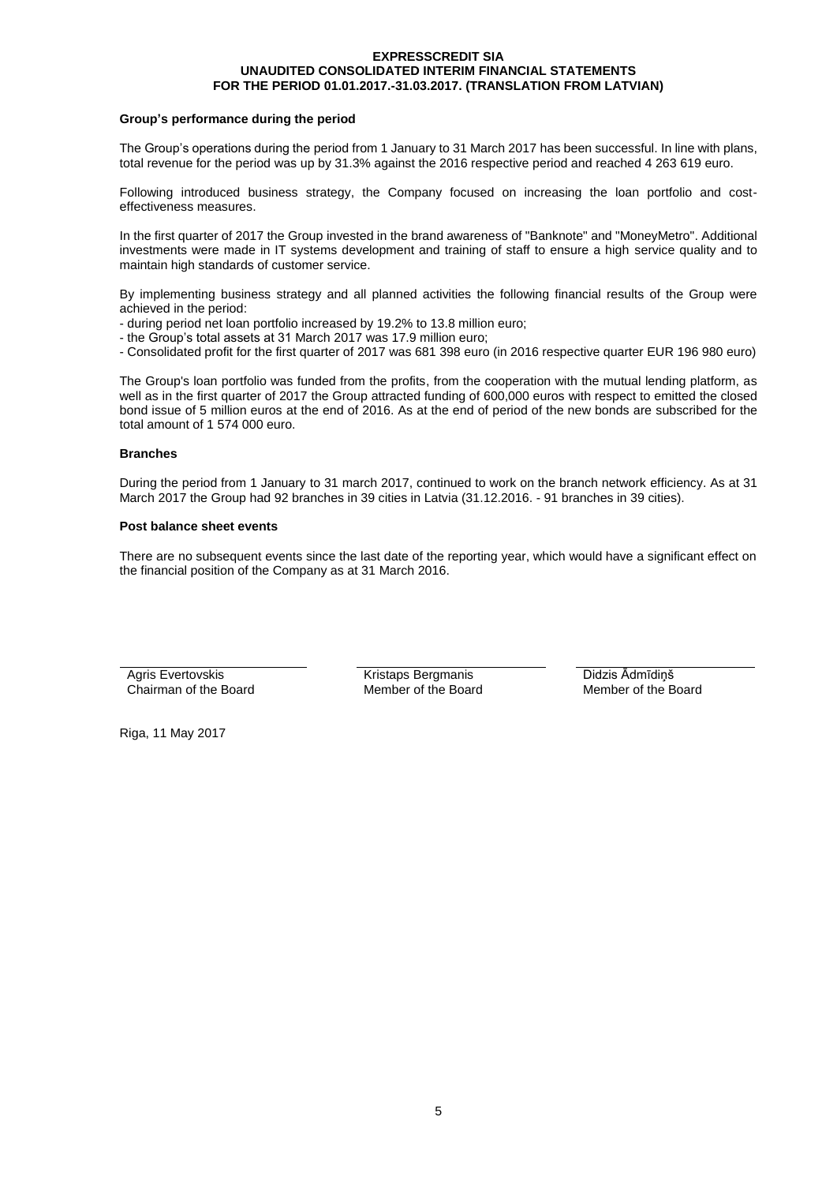### Group's performance during the period

The Group's operations during the period from 1 January to 31 March 2017 has been successful. In line with plans, total revenue for the period was up by 31.3% against the 2016 respective period and reached 4 263 619 euro.

Following introduced business strategy, the Company focused on increasing the loan portfolio and cost-effectiveness measures.

In the first quarter of 2017 the Group invested in the brand awareness of "Banknote" and "MoneyMetro". Additional investments were made in IT systems development and training of staff to ensure a high service quality and to maintain high standards of customer service.

By implementing business strategy and all planned activities the following financial results of the Group were achieved in the period:

- during period net loan portfolio increased by 19.2% to 13.8 million euro;
- the Group's total assets at 31 March 2017 was 17.9 million euro;
- Consolidated profit for the first quarter of 2017 was 681 398 euro (in 2016 respective quarter EUR 196 980 euro)

The Group's loan portfolio was funded from the profits, from the cooperation with the mutual lending platform, as well as in the first quarter of 2017 the Group attracted funding of 600,000 euros with respect to emitted the closed bond issue of 5 million euros at the end of 2016. As at the end of period of the new bonds are subscribed for the total amount of 1 574 000 euro.

### Branches

During the period from 1 January to 31 march 2017, continued to work on the branch network efficiency. As at 31 March 2017 the Group had 92 branches in 39 cities in Latvia (31.12.2016. - 91 branches in 39 cities).

### Post balance sheet events

There are no subsequent events since the last date of the reporting year, which would have a significant effect on the financial position of the Company as at 31 March 2016.

| Agris Evertovskis | Kristaps Bergmanis | Didzis Ādmīdiņš |
|---|---|---|
| Chairman of the Board | Member of the Board | Member of the Board |

Riga, 11 May 2017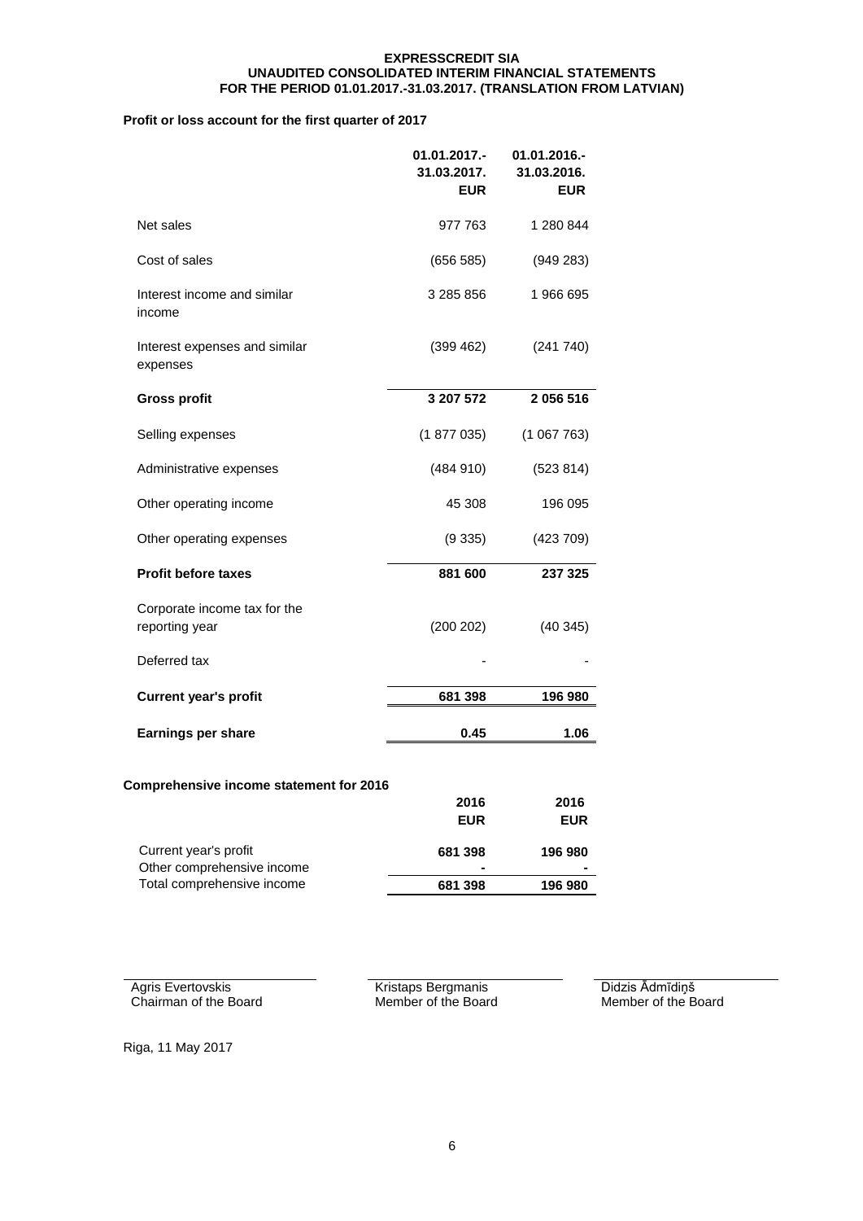**EXPRESSCREDIT SIA**
**UNAUDITED CONSOLIDATED INTERIM FINANCIAL STATEMENTS**
**FOR THE PERIOD 01.01.2017.-31.03.2017. (TRANSLATION FROM LATVIAN)**

### Profit or loss account for the first quarter of 2017

| | 01.01.2017.- 31.03.2017. EUR | 01.01.2016.- 31.03.2016. EUR |
|---|---|---|
| Net sales | 977 763 | 1 280 844 |
| Cost of sales | (656 585) | (949 283) |
| Interest income and similar income | 3 285 856 | 1 966 695 |
| Interest expenses and similar expenses | (399 462) | (241 740) |
| **Gross profit** | **3 207 572** | **2 056 516** |
| Selling expenses | (1 877 035) | (1 067 763) |
| Administrative expenses | (484 910) | (523 814) |
| Other operating income | 45 308 | 196 095 |
| Other operating expenses | (9 335) | (423 709) |
| **Profit before taxes** | **881 600** | **237 325** |
| Corporate income tax for the reporting year | (200 202) | (40 345) |
| Deferred tax | - | - |
| **Current year's profit** | **681 398** | **196 980** |
| **Earnings per share** | **0.45** | **1.06** |

### Comprehensive income statement for 2016

| | 2016 EUR | 2016 EUR |
|---|---|---|
| Current year's profit | **681 398** | **196 980** |
| Other comprehensive income | **-** | **-** |
| Total comprehensive income | **681 398** | **196 980** |

| | | |
|---|---|---|
| Agris Evertovskis | Kristaps Bergmanis | Didzis Ādmīdiņš |
| Chairman of the Board | Member of the Board | Member of the Board |

Riga, 11 May 2017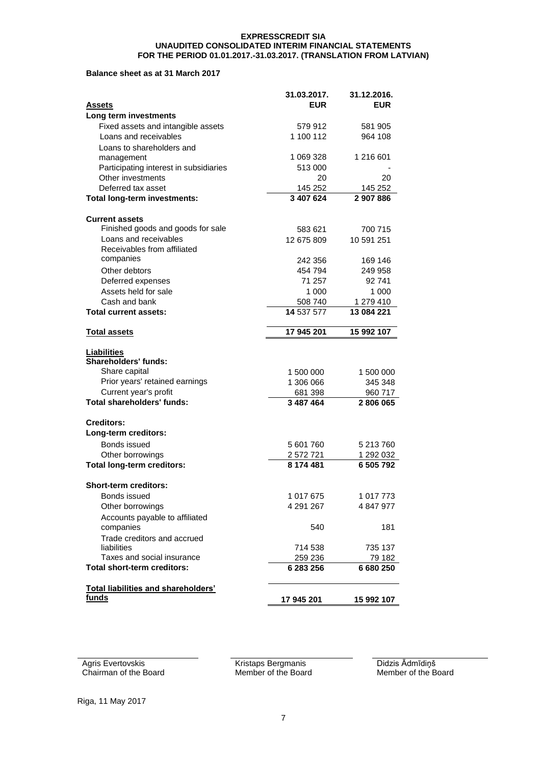**EXPRESSCREDIT SIA**
**UNAUDITED CONSOLIDATED INTERIM FINANCIAL STATEMENTS**
**FOR THE PERIOD 01.01.2017.-31.03.2017. (TRANSLATION FROM LATVIAN)**

**Balance sheet as at 31 March 2017**

| **Assets** | **31.03.2017. EUR** | **31.12.2016. EUR** |
|---|---|---|
| **Long term investments** | | |
| Fixed assets and intangible assets | 579 912 | 581 905 |
| Loans and receivables | 1 100 112 | 964 108 |
| Loans to shareholders and management | 1 069 328 | 1 216 601 |
| Participating interest in subsidiaries | 513 000 | - |
| Other investments | 20 | 20 |
| Deferred tax asset | 145 252 | 145 252 |
| **Total long-term investments:** | **3 407 624** | **2 907 886** |
| | | |
| **Current assets** | | |
| Finished goods and goods for sale | 583 621 | 700 715 |
| Loans and receivables | 12 675 809 | 10 591 251 |
| Receivables from affiliated companies | 242 356 | 169 146 |
| Other debtors | 454 794 | 249 958 |
| Deferred expenses | 71 257 | 92 741 |
| Assets held for sale | 1 000 | 1 000 |
| Cash and bank | 508 740 | 1 279 410 |
| **Total current assets:** | **14** 537 577 | **13 084 221** |
| | | |
| **Total assets** | **17 945 201** | **15 992 107** |
| | | |
| **Liabilities** | | |
| **Shareholders' funds:** | | |
| Share capital | 1 500 000 | 1 500 000 |
| Prior years' retained earnings | 1 306 066 | 345 348 |
| Current year's profit | 681 398 | 960 717 |
| **Total shareholders' funds:** | **3 487 464** | **2 806 065** |
| | | |
| **Creditors:** | | |
| **Long-term creditors:** | | |
| Bonds issued | 5 601 760 | 5 213 760 |
| Other borrowings | 2 572 721 | 1 292 032 |
| **Total long-term creditors:** | **8 174 481** | **6 505 792** |
| | | |
| **Short-term creditors:** | | |
| Bonds issued | 1 017 675 | 1 017 773 |
| Other borrowings | 4 291 267 | 4 847 977 |
| Accounts payable to affiliated companies | 540 | 181 |
| Trade creditors and accrued liabilities | 714 538 | 735 137 |
| Taxes and social insurance | 259 236 | 79 182 |
| **Total short-term creditors:** | **6 283 256** | **6 680 250** |
| | | |
| **Total liabilities and shareholders' funds** | **17 945 201** | **15 992 107** |

Agris Evertovskis
Chairman of the Board

Kristaps Bergmanis
Member of the Board

Didzis Ādmīdiņš
Member of the Board

Riga, 11 May 2017